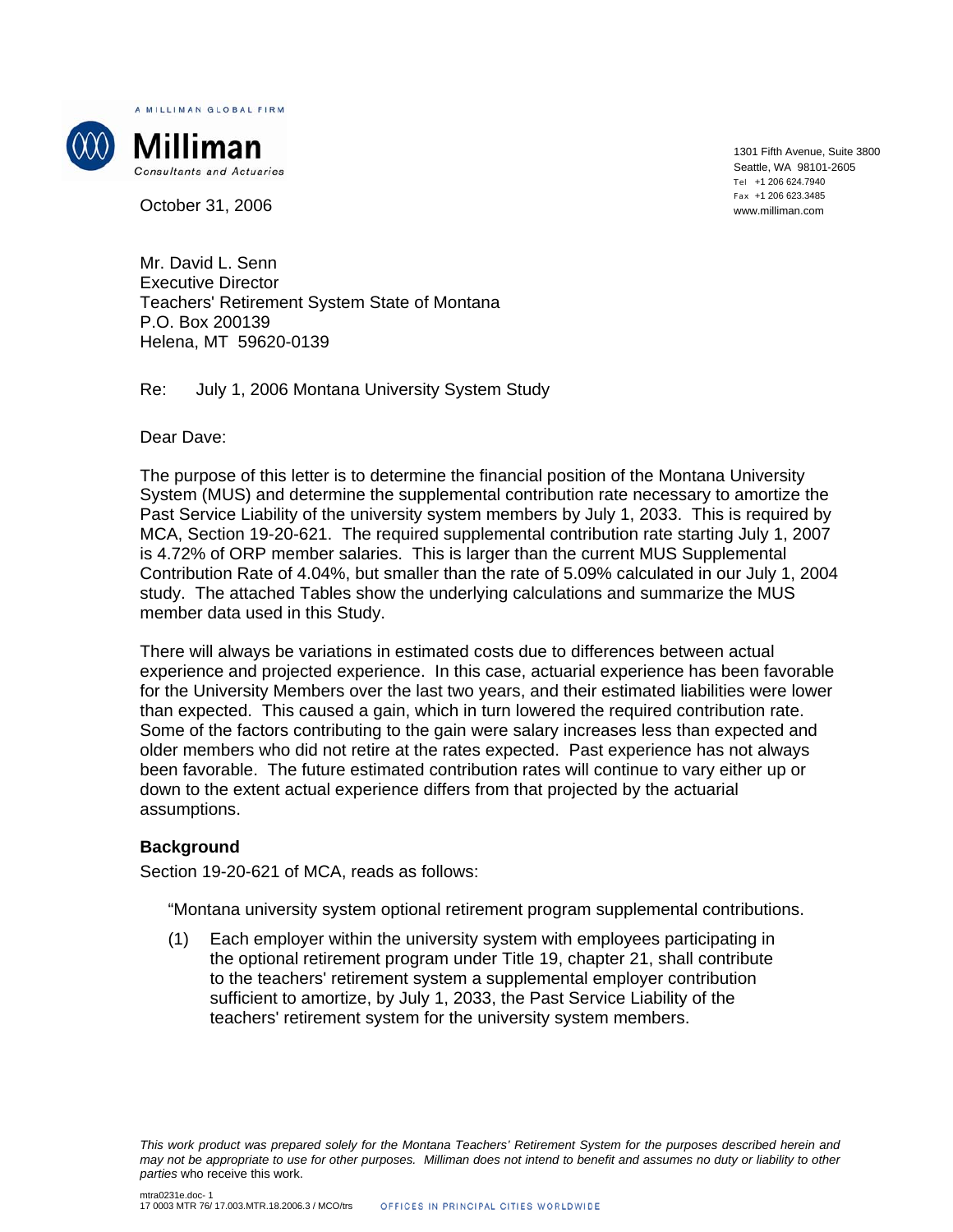A MILLIMAN GLOBAL FIRM

**Milliman**
*Consultants and Actuaries*

1301 Fifth Avenue, Suite 3800
Seattle, WA 98101-2605
Tel +1 206 624.7940
Fax +1 206 623.3485
www.milliman.com

October 31, 2006

Mr. David L. Senn
Executive Director
Teachers' Retirement System State of Montana
P.O. Box 200139
Helena, MT 59620-0139

Re: July 1, 2006 Montana University System Study

Dear Dave:

The purpose of this letter is to determine the financial position of the Montana University System (MUS) and determine the supplemental contribution rate necessary to amortize the Past Service Liability of the university system members by July 1, 2033. This is required by MCA, Section 19-20-621. The required supplemental contribution rate starting July 1, 2007 is 4.72% of ORP member salaries. This is larger than the current MUS Supplemental Contribution Rate of 4.04%, but smaller than the rate of 5.09% calculated in our July 1, 2004 study. The attached Tables show the underlying calculations and summarize the MUS member data used in this Study.

There will always be variations in estimated costs due to differences between actual experience and projected experience. In this case, actuarial experience has been favorable for the University Members over the last two years, and their estimated liabilities were lower than expected. This caused a gain, which in turn lowered the required contribution rate. Some of the factors contributing to the gain were salary increases less than expected and older members who did not retire at the rates expected. Past experience has not always been favorable. The future estimated contribution rates will continue to vary either up or down to the extent actual experience differs from that projected by the actuarial assumptions.

### Background

Section 19-20-621 of MCA, reads as follows:

> "Montana university system optional retirement program supplemental contributions.
>
> (1) Each employer within the university system with employees participating in the optional retirement program under Title 19, chapter 21, shall contribute to the teachers' retirement system a supplemental employer contribution sufficient to amortize, by July 1, 2033, the Past Service Liability of the teachers' retirement system for the university system members.

*This work product was prepared solely for the Montana Teachers' Retirement System for the purposes described herein and may not be appropriate to use for other purposes. Milliman does not intend to benefit and assumes no duty or liability to other parties* who receive this work.

mtra0231e.doc- 1
17 0003 MTR 76/ 17.003.MTR.18.2006.3 / MCO/trs

OFFICES IN PRINCIPAL CITIES WORLDWIDE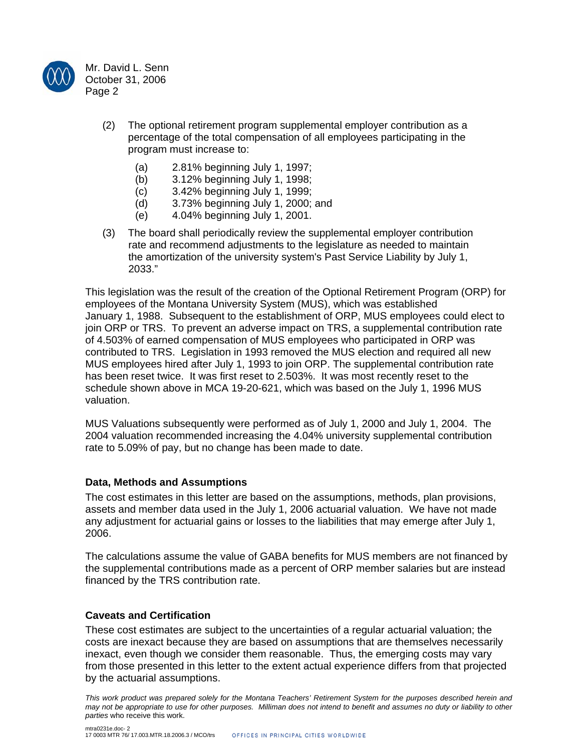(2) The optional retirement program supplemental employer contribution as a percentage of the total compensation of all employees participating in the program must increase to:

   (a) 2.81% beginning July 1, 1997;
   (b) 3.12% beginning July 1, 1998;
   (c) 3.42% beginning July 1, 1999;
   (d) 3.73% beginning July 1, 2000; and
   (e) 4.04% beginning July 1, 2001.

(3) The board shall periodically review the supplemental employer contribution rate and recommend adjustments to the legislature as needed to maintain the amortization of the university system's Past Service Liability by July 1, 2033."

This legislation was the result of the creation of the Optional Retirement Program (ORP) for employees of the Montana University System (MUS), which was established January 1, 1988. Subsequent to the establishment of ORP, MUS employees could elect to join ORP or TRS. To prevent an adverse impact on TRS, a supplemental contribution rate of 4.503% of earned compensation of MUS employees who participated in ORP was contributed to TRS. Legislation in 1993 removed the MUS election and required all new MUS employees hired after July 1, 1993 to join ORP. The supplemental contribution rate has been reset twice. It was first reset to 2.503%. It was most recently reset to the schedule shown above in MCA 19-20-621, which was based on the July 1, 1996 MUS valuation.

MUS Valuations subsequently were performed as of July 1, 2000 and July 1, 2004. The 2004 valuation recommended increasing the 4.04% university supplemental contribution rate to 5.09% of pay, but no change has been made to date.

### Data, Methods and Assumptions

The cost estimates in this letter are based on the assumptions, methods, plan provisions, assets and member data used in the July 1, 2006 actuarial valuation. We have not made any adjustment for actuarial gains or losses to the liabilities that may emerge after July 1, 2006.

The calculations assume the value of GABA benefits for MUS members are not financed by the supplemental contributions made as a percent of ORP member salaries but are instead financed by the TRS contribution rate.

### Caveats and Certification

These cost estimates are subject to the uncertainties of a regular actuarial valuation; the costs are inexact because they are based on assumptions that are themselves necessarily inexact, even though we consider them reasonable. Thus, the emerging costs may vary from those presented in this letter to the extent actual experience differs from that projected by the actuarial assumptions.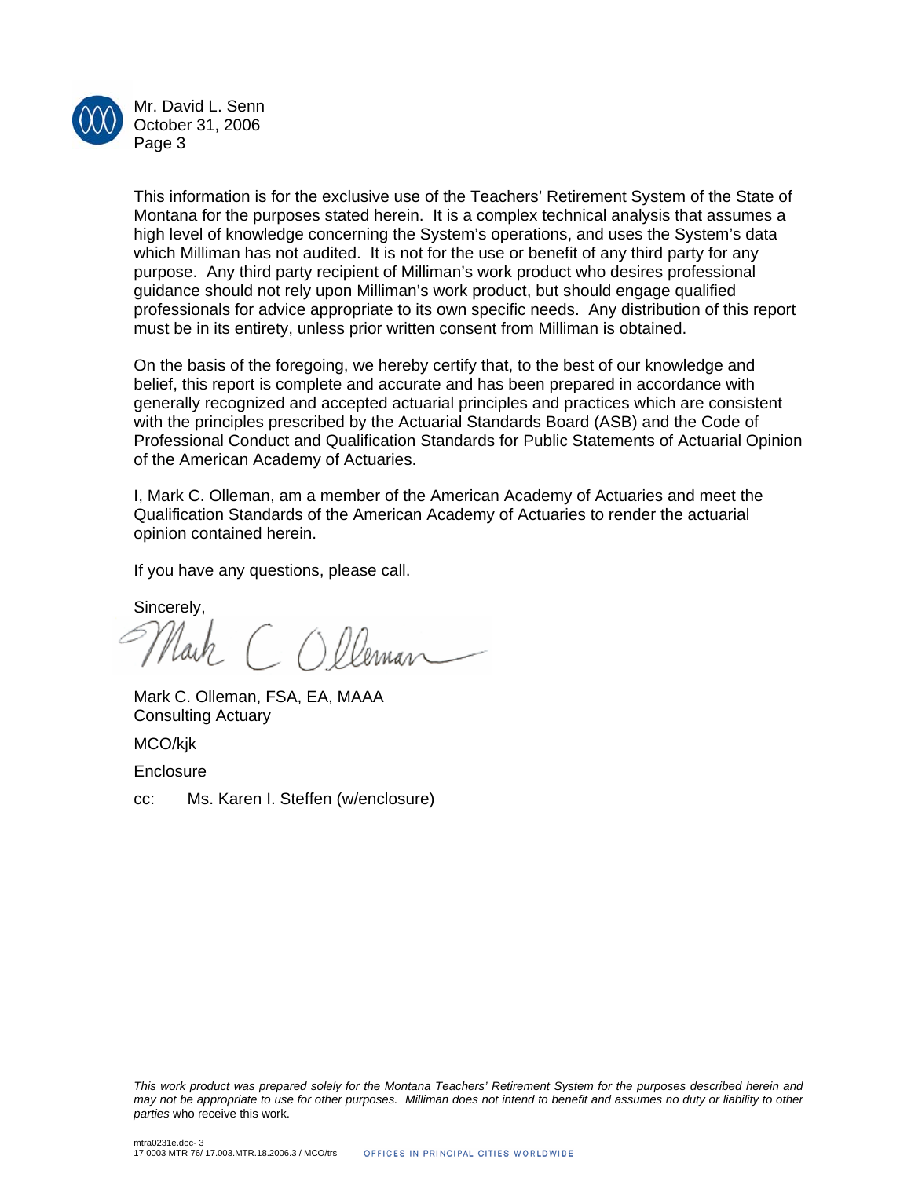This information is for the exclusive use of the Teachers' Retirement System of the State of Montana for the purposes stated herein. It is a complex technical analysis that assumes a high level of knowledge concerning the System's operations, and uses the System's data which Milliman has not audited. It is not for the use or benefit of any third party for any purpose. Any third party recipient of Milliman's work product who desires professional guidance should not rely upon Milliman's work product, but should engage qualified professionals for advice appropriate to its own specific needs. Any distribution of this report must be in its entirety, unless prior written consent from Milliman is obtained.

On the basis of the foregoing, we hereby certify that, to the best of our knowledge and belief, this report is complete and accurate and has been prepared in accordance with generally recognized and accepted actuarial principles and practices which are consistent with the principles prescribed by the Actuarial Standards Board (ASB) and the Code of Professional Conduct and Qualification Standards for Public Statements of Actuarial Opinion of the American Academy of Actuaries.

I, Mark C. Olleman, am a member of the American Academy of Actuaries and meet the Qualification Standards of the American Academy of Actuaries to render the actuarial opinion contained herein.

If you have any questions, please call.

Sincerely,

Mark C. Olleman

Mark C. Olleman, FSA, EA, MAAA
Consulting Actuary

MCO/kjk

Enclosure

cc: Ms. Karen I. Steffen (w/enclosure)

*This work product was prepared solely for the Montana Teachers' Retirement System for the purposes described herein and may not be appropriate to use for other purposes. Milliman does not intend to benefit and assumes no duty or liability to other parties* who receive this work.

mtra0231e.doc- 3
17 0003 MTR 76/ 17.003.MTR.18.2006.3 / MCO/trs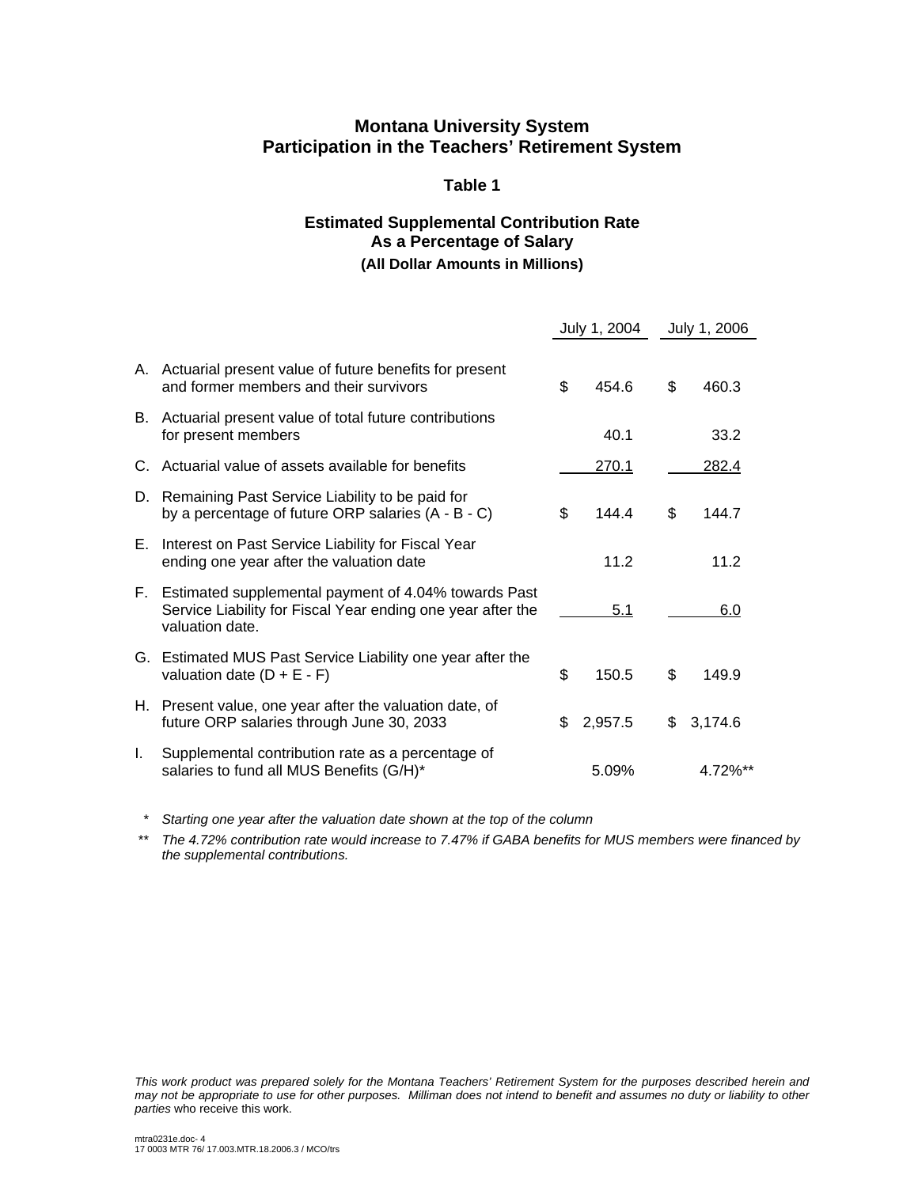# Montana University System
# Participation in the Teachers' Retirement System

### Table 1

### Estimated Supplemental Contribution Rate As a Percentage of Salary
**(All Dollar Amounts in Millions)**

| | | July 1, 2004 | July 1, 2006 |
|---|---|---|---|
| A. | Actuarial present value of future benefits for present and former members and their survivors | $ 454.6 | $ 460.3 |
| B. | Actuarial present value of total future contributions for present members | 40.1 | 33.2 |
| C. | Actuarial value of assets available for benefits | 270.1 | 282.4 |
| D. | Remaining Past Service Liability to be paid for by a percentage of future ORP salaries (A - B - C) | $ 144.4 | $ 144.7 |
| E. | Interest on Past Service Liability for Fiscal Year ending one year after the valuation date | 11.2 | 11.2 |
| F. | Estimated supplemental payment of 4.04% towards Past Service Liability for Fiscal Year ending one year after the valuation date. | 5.1 | 6.0 |
| G. | Estimated MUS Past Service Liability one year after the valuation date (D + E - F) | $ 150.5 | $ 149.9 |
| H. | Present value, one year after the valuation date, of future ORP salaries through June 30, 2033 | $ 2,957.5 | $ 3,174.6 |
| I. | Supplemental contribution rate as a percentage of salaries to fund all MUS Benefits (G/H)* | 5.09% | 4.72%** |

\* *Starting one year after the valuation date shown at the top of the column*

\*\* *The 4.72% contribution rate would increase to 7.47% if GABA benefits for MUS members were financed by the supplemental contributions.*

*This work product was prepared solely for the Montana Teachers' Retirement System for the purposes described herein and may not be appropriate to use for other purposes. Milliman does not intend to benefit and assumes no duty or liability to other parties* who receive this work.

mtra0231e.doc- 4
17 0003 MTR 76/ 17.003.MTR.18.2006.3 / MCO/trs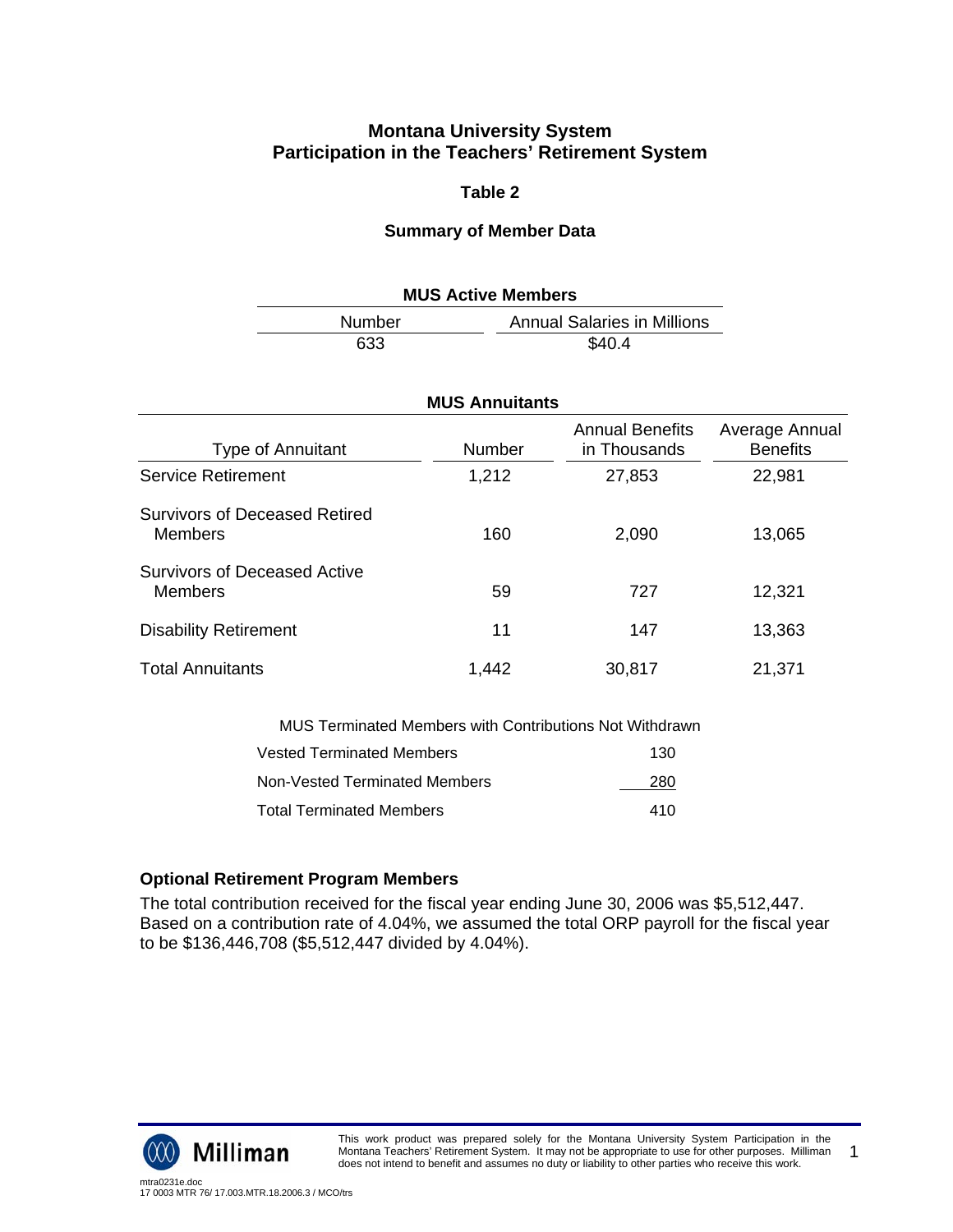# Montana University System
# Participation in the Teachers' Retirement System

## Table 2

### Summary of Member Data

**MUS Active Members**

| Number | Annual Salaries in Millions |
|---|---|
| 633 | $40.4 |

**MUS Annuitants**

| Type of Annuitant | Number | Annual Benefits in Thousands | Average Annual Benefits |
|---|---|---|---|
| Service Retirement | 1,212 | 27,853 | 22,981 |
| Survivors of Deceased Retired Members | 160 | 2,090 | 13,065 |
| Survivors of Deceased Active Members | 59 | 727 | 12,321 |
| Disability Retirement | 11 | 147 | 13,363 |
| Total Annuitants | 1,442 | 30,817 | 21,371 |

| MUS Terminated Members with Contributions Not Withdrawn | |
|---|---|
| Vested Terminated Members | 130 |
| Non-Vested Terminated Members | 280 |
| Total Terminated Members | 410 |

**Optional Retirement Program Members**

The total contribution received for the fiscal year ending June 30, 2006 was $5,512,447. Based on a contribution rate of 4.04%, we assumed the total ORP payroll for the fiscal year to be $136,446,708 ($5,512,447 divided by 4.04%).